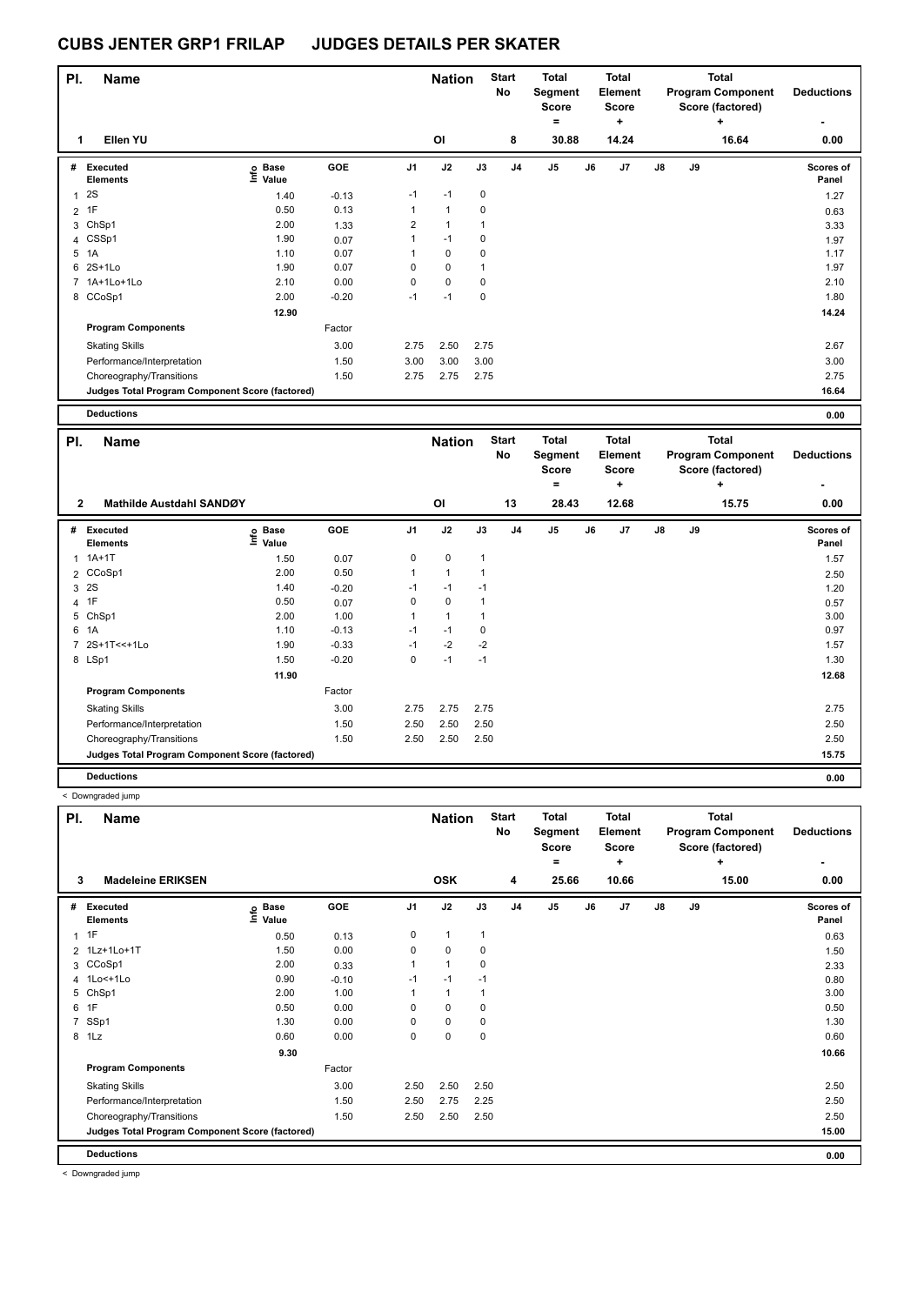# CUBS JENTER GRP1 FRILAP JUDGES DETAILS PER SKATER

| Pl. | Name | Nation | Start No | Total Segment Score = | Total Element Score + | Total Program Component Score (factored) + | Deductions - |
|---|---|---|---|---|---|---|---|
| 1 | Ellen YU | OI | 8 | 30.88 | 14.24 | 16.64 | 0.00 |

| # | Executed Elements | Info | Base Value | GOE | J1 | J2 | J3 | J4 | J5 | J6 | J7 | J8 | J9 | Scores of Panel |
|---|---|---|---|---|---|---|---|---|---|---|---|---|---|---|
| 1 | 2S | | 1.40 | -0.13 | -1 | -1 | 0 | | | | | | | 1.27 |
| 2 | 1F | | 0.50 | 0.13 | 1 | 1 | 0 | | | | | | | 0.63 |
| 3 | ChSp1 | | 2.00 | 1.33 | 2 | 1 | 1 | | | | | | | 3.33 |
| 4 | CSSp1 | | 1.90 | 0.07 | 1 | -1 | 0 | | | | | | | 1.97 |
| 5 | 1A | | 1.10 | 0.07 | 1 | 0 | 0 | | | | | | | 1.17 |
| 6 | 2S+1Lo | | 1.90 | 0.07 | 0 | 0 | 1 | | | | | | | 1.97 |
| 7 | 1A+1Lo+1Lo | | 2.10 | 0.00 | 0 | 0 | 0 | | | | | | | 2.10 |
| 8 | CCoSp1 | | 2.00 | -0.20 | -1 | -1 | 0 | | | | | | | 1.80 |
| | | | 12.90 | | | | | | | | | | | 14.24 |
| | Program Components | | | Factor | | | | | | | | | | |
| | Skating Skills | | | 3.00 | 2.75 | 2.50 | 2.75 | | | | | | | 2.67 |
| | Performance/Interpretation | | | 1.50 | 3.00 | 3.00 | 3.00 | | | | | | | 3.00 |
| | Choreography/Transitions | | | 1.50 | 2.75 | 2.75 | 2.75 | | | | | | | 2.75 |
| | Judges Total Program Component Score (factored) | | | | | | | | | | | | | 16.64 |
| | Deductions | | | | | | | | | | | | | 0.00 |

| Pl. | Name | Nation | Start No | Total Segment Score = | Total Element Score + | Total Program Component Score (factored) + | Deductions - |
|---|---|---|---|---|---|---|---|
| 2 | Mathilde Austdahl SANDØY | OI | 13 | 28.43 | 12.68 | 15.75 | 0.00 |

| # | Executed Elements | Info | Base Value | GOE | J1 | J2 | J3 | J4 | J5 | J6 | J7 | J8 | J9 | Scores of Panel |
|---|---|---|---|---|---|---|---|---|---|---|---|---|---|---|
| 1 | 1A+1T | | 1.50 | 0.07 | 0 | 0 | 1 | | | | | | | 1.57 |
| 2 | CCoSp1 | | 2.00 | 0.50 | 1 | 1 | 1 | | | | | | | 2.50 |
| 3 | 2S | | 1.40 | -0.20 | -1 | -1 | -1 | | | | | | | 1.20 |
| 4 | 1F | | 0.50 | 0.07 | 0 | 0 | 1 | | | | | | | 0.57 |
| 5 | ChSp1 | | 2.00 | 1.00 | 1 | 1 | 1 | | | | | | | 3.00 |
| 6 | 1A | | 1.10 | -0.13 | -1 | -1 | 0 | | | | | | | 0.97 |
| 7 | 2S+1T<<+1Lo | | 1.90 | -0.33 | -1 | -2 | -2 | | | | | | | 1.57 |
| 8 | LSp1 | | 1.50 | -0.20 | 0 | -1 | -1 | | | | | | | 1.30 |
| | | | 11.90 | | | | | | | | | | | 12.68 |
| | Program Components | | | Factor | | | | | | | | | | |
| | Skating Skills | | | 3.00 | 2.75 | 2.75 | 2.75 | | | | | | | 2.75 |
| | Performance/Interpretation | | | 1.50 | 2.50 | 2.50 | 2.50 | | | | | | | 2.50 |
| | Choreography/Transitions | | | 1.50 | 2.50 | 2.50 | 2.50 | | | | | | | 2.50 |
| | Judges Total Program Component Score (factored) | | | | | | | | | | | | | 15.75 |
| | Deductions | | | | | | | | | | | | | 0.00 |

< Downgraded jump

| Pl. | Name | Nation | Start No | Total Segment Score = | Total Element Score + | Total Program Component Score (factored) + | Deductions - |
|---|---|---|---|---|---|---|---|
| 3 | Madeleine ERIKSEN | OSK | 4 | 25.66 | 10.66 | 15.00 | 0.00 |

| # | Executed Elements | Info | Base Value | GOE | J1 | J2 | J3 | J4 | J5 | J6 | J7 | J8 | J9 | Scores of Panel |
|---|---|---|---|---|---|---|---|---|---|---|---|---|---|---|
| 1 | 1F | | 0.50 | 0.13 | 0 | 1 | 1 | | | | | | | 0.63 |
| 2 | 1Lz+1Lo+1T | | 1.50 | 0.00 | 0 | 0 | 0 | | | | | | | 1.50 |
| 3 | CCoSp1 | | 2.00 | 0.33 | 1 | 1 | 0 | | | | | | | 2.33 |
| 4 | 1Lo<+1Lo | | 0.90 | -0.10 | -1 | -1 | -1 | | | | | | | 0.80 |
| 5 | ChSp1 | | 2.00 | 1.00 | 1 | 1 | 1 | | | | | | | 3.00 |
| 6 | 1F | | 0.50 | 0.00 | 0 | 0 | 0 | | | | | | | 0.50 |
| 7 | SSp1 | | 1.30 | 0.00 | 0 | 0 | 0 | | | | | | | 1.30 |
| 8 | 1Lz | | 0.60 | 0.00 | 0 | 0 | 0 | | | | | | | 0.60 |
| | | | 9.30 | | | | | | | | | | | 10.66 |
| | Program Components | | | Factor | | | | | | | | | | |
| | Skating Skills | | | 3.00 | 2.50 | 2.50 | 2.50 | | | | | | | 2.50 |
| | Performance/Interpretation | | | 1.50 | 2.50 | 2.75 | 2.25 | | | | | | | 2.50 |
| | Choreography/Transitions | | | 1.50 | 2.50 | 2.50 | 2.50 | | | | | | | 2.50 |
| | Judges Total Program Component Score (factored) | | | | | | | | | | | | | 15.00 |
| | Deductions | | | | | | | | | | | | | 0.00 |

< Downgraded jump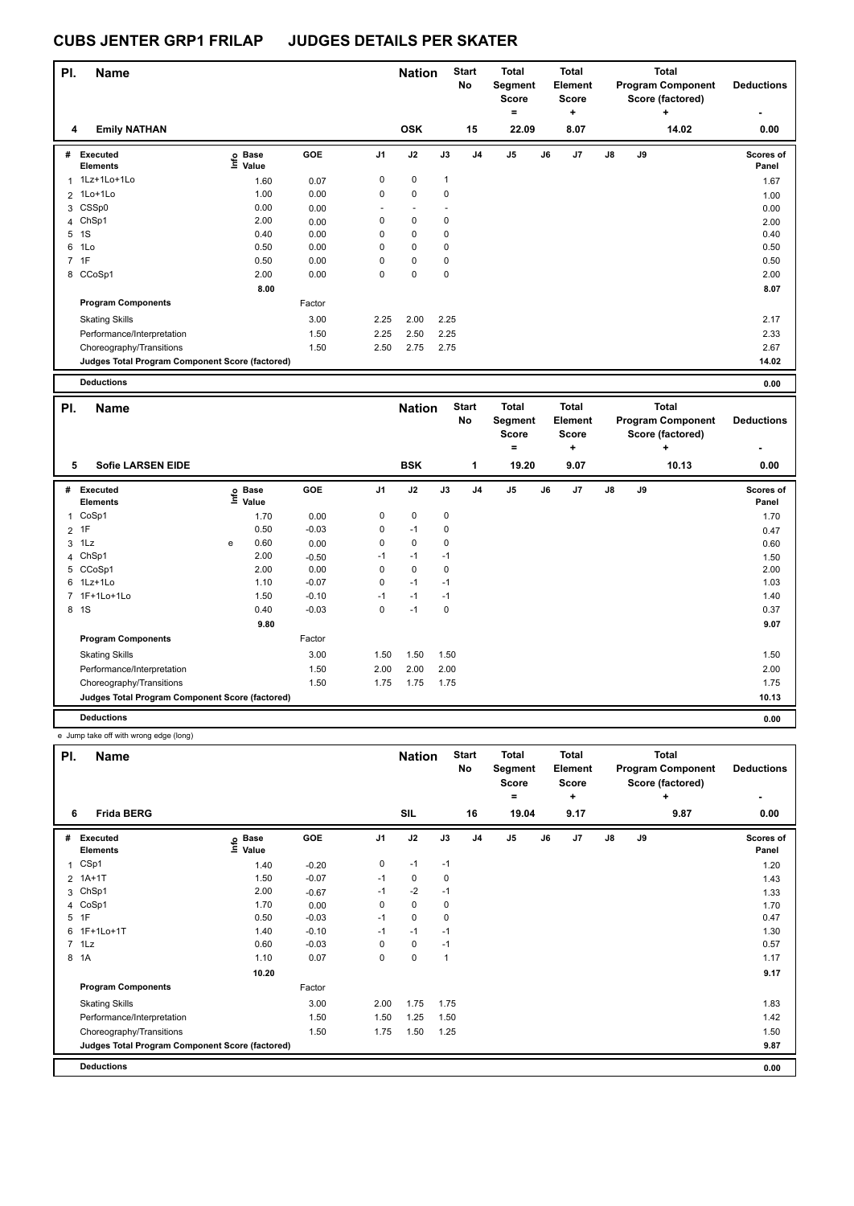# CUBS JENTER GRP1 FRILAP JUDGES DETAILS PER SKATER

| Pl. | Name | Nation | Start No | Total Segment Score = | Total Element Score + | Total Program Component Score (factored) + | Deductions - |
|---|---|---|---|---|---|---|---|
| 4 | Emily NATHAN | OSK | 15 | 22.09 | 8.07 | 14.02 | 0.00 |

| # | Executed Elements | Info | Base Value | GOE | J1 | J2 | J3 | J4 | J5 | J6 | J7 | J8 | J9 | Scores of Panel |
|---|---|---|---|---|---|---|---|---|---|---|---|---|---|---|
| 1 | 1Lz+1Lo+1Lo | | 1.60 | 0.07 | 0 | 0 | 1 | | | | | | | 1.67 |
| 2 | 1Lo+1Lo | | 1.00 | 0.00 | 0 | 0 | 0 | | | | | | | 1.00 |
| 3 | CSSp0 | | 0.00 | 0.00 | - | - | - | | | | | | | 0.00 |
| 4 | ChSp1 | | 2.00 | 0.00 | 0 | 0 | 0 | | | | | | | 2.00 |
| 5 | 1S | | 0.40 | 0.00 | 0 | 0 | 0 | | | | | | | 0.40 |
| 6 | 1Lo | | 0.50 | 0.00 | 0 | 0 | 0 | | | | | | | 0.50 |
| 7 | 1F | | 0.50 | 0.00 | 0 | 0 | 0 | | | | | | | 0.50 |
| 8 | CCoSp1 | | 2.00 | 0.00 | 0 | 0 | 0 | | | | | | | 2.00 |
| | | | 8.00 | | | | | | | | | | | 8.07 |
| | **Program Components** | | | Factor | | | | | | | | | | |
| | Skating Skills | | | 3.00 | 2.25 | 2.00 | 2.25 | | | | | | | 2.17 |
| | Performance/Interpretation | | | 1.50 | 2.25 | 2.50 | 2.25 | | | | | | | 2.33 |
| | Choreography/Transitions | | | 1.50 | 2.50 | 2.75 | 2.75 | | | | | | | 2.67 |
| | **Judges Total Program Component Score (factored)** | | | | | | | | | | | | | 14.02 |
| | **Deductions** | | | | | | | | | | | | | 0.00 |

| Pl. | Name | Nation | Start No | Total Segment Score = | Total Element Score + | Total Program Component Score (factored) + | Deductions - |
|---|---|---|---|---|---|---|---|
| 5 | Sofie LARSEN EIDE | BSK | 1 | 19.20 | 9.07 | 10.13 | 0.00 |

| # | Executed Elements | Info | Base Value | GOE | J1 | J2 | J3 | J4 | J5 | J6 | J7 | J8 | J9 | Scores of Panel |
|---|---|---|---|---|---|---|---|---|---|---|---|---|---|---|
| 1 | CoSp1 | | 1.70 | 0.00 | 0 | 0 | 0 | | | | | | | 1.70 |
| 2 | 1F | | 0.50 | -0.03 | 0 | -1 | 0 | | | | | | | 0.47 |
| 3 | 1Lz | e | 0.60 | 0.00 | 0 | 0 | 0 | | | | | | | 0.60 |
| 4 | ChSp1 | | 2.00 | -0.50 | -1 | -1 | -1 | | | | | | | 1.50 |
| 5 | CCoSp1 | | 2.00 | 0.00 | 0 | 0 | 0 | | | | | | | 2.00 |
| 6 | 1Lz+1Lo | | 1.10 | -0.07 | 0 | -1 | -1 | | | | | | | 1.03 |
| 7 | 1F+1Lo+1Lo | | 1.50 | -0.10 | -1 | -1 | -1 | | | | | | | 1.40 |
| 8 | 1S | | 0.40 | -0.03 | 0 | -1 | 0 | | | | | | | 0.37 |
| | | | 9.80 | | | | | | | | | | | 9.07 |
| | **Program Components** | | | Factor | | | | | | | | | | |
| | Skating Skills | | | 3.00 | 1.50 | 1.50 | 1.50 | | | | | | | 1.50 |
| | Performance/Interpretation | | | 1.50 | 2.00 | 2.00 | 2.00 | | | | | | | 2.00 |
| | Choreography/Transitions | | | 1.50 | 1.75 | 1.75 | 1.75 | | | | | | | 1.75 |
| | **Judges Total Program Component Score (factored)** | | | | | | | | | | | | | 10.13 |
| | **Deductions** | | | | | | | | | | | | | 0.00 |

e Jump take off with wrong edge (long)

| Pl. | Name | Nation | Start No | Total Segment Score = | Total Element Score + | Total Program Component Score (factored) + | Deductions - |
|---|---|---|---|---|---|---|---|
| 6 | Frida BERG | SIL | 16 | 19.04 | 9.17 | 9.87 | 0.00 |

| # | Executed Elements | Info | Base Value | GOE | J1 | J2 | J3 | J4 | J5 | J6 | J7 | J8 | J9 | Scores of Panel |
|---|---|---|---|---|---|---|---|---|---|---|---|---|---|---|
| 1 | CSp1 | | 1.40 | -0.20 | 0 | -1 | -1 | | | | | | | 1.20 |
| 2 | 1A+1T | | 1.50 | -0.07 | -1 | 0 | 0 | | | | | | | 1.43 |
| 3 | ChSp1 | | 2.00 | -0.67 | -1 | -2 | -1 | | | | | | | 1.33 |
| 4 | CoSp1 | | 1.70 | 0.00 | 0 | 0 | 0 | | | | | | | 1.70 |
| 5 | 1F | | 0.50 | -0.03 | -1 | 0 | 0 | | | | | | | 0.47 |
| 6 | 1F+1Lo+1T | | 1.40 | -0.10 | -1 | -1 | -1 | | | | | | | 1.30 |
| 7 | 1Lz | | 0.60 | -0.03 | 0 | 0 | -1 | | | | | | | 0.57 |
| 8 | 1A | | 1.10 | 0.07 | 0 | 0 | 1 | | | | | | | 1.17 |
| | | | 10.20 | | | | | | | | | | | 9.17 |
| | **Program Components** | | | Factor | | | | | | | | | | |
| | Skating Skills | | | 3.00 | 2.00 | 1.75 | 1.75 | | | | | | | 1.83 |
| | Performance/Interpretation | | | 1.50 | 1.50 | 1.25 | 1.50 | | | | | | | 1.42 |
| | Choreography/Transitions | | | 1.50 | 1.75 | 1.50 | 1.25 | | | | | | | 1.50 |
| | **Judges Total Program Component Score (factored)** | | | | | | | | | | | | | 9.87 |
| | **Deductions** | | | | | | | | | | | | | 0.00 |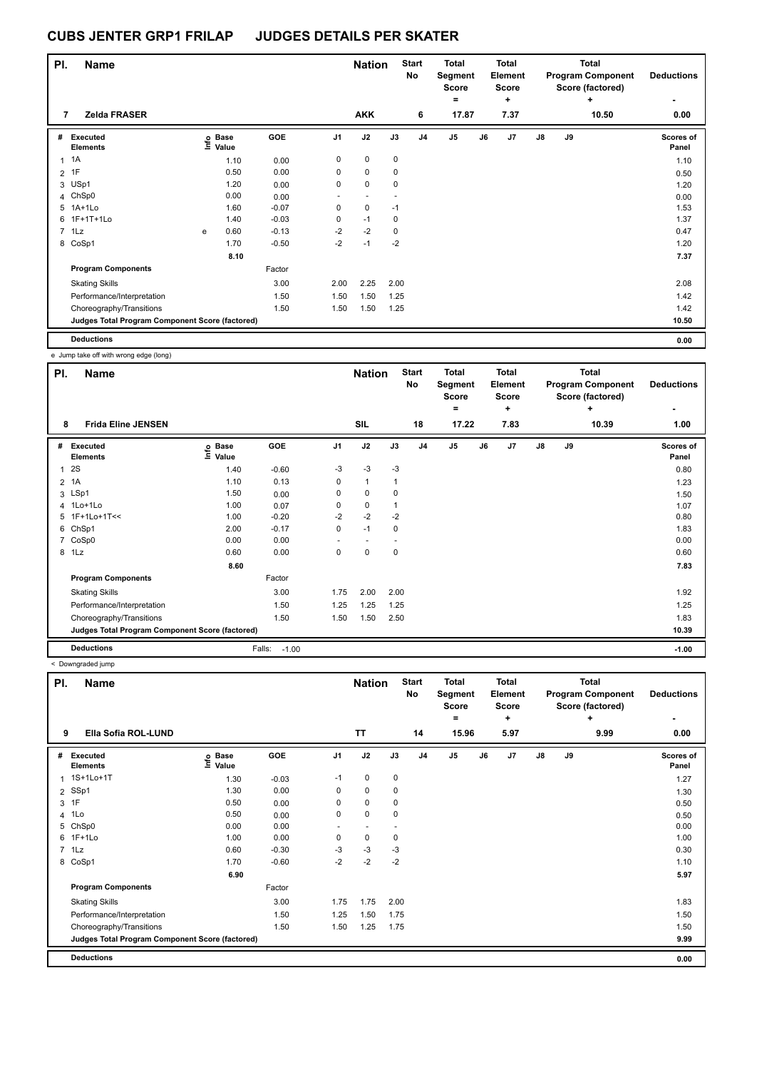# CUBS JENTER GRP1 FRILAP JUDGES DETAILS PER SKATER

| Pl. | Name | Nation | Start No | Total Segment Score = | Total Element Score + | Total Program Component Score (factored) + | Deductions - |
|---|---|---|---|---|---|---|---|
| 7 | Zelda FRASER | AKK | 6 | 17.87 | 7.37 | 10.50 | 0.00 |

| # | Executed Elements | Info | Base Value | GOE | J1 | J2 | J3 | J4 | J5 | J6 | J7 | J8 | J9 | Scores of Panel |
|---|---|---|---|---|---|---|---|---|---|---|---|---|---|---|
| 1 | 1A | | 1.10 | 0.00 | 0 | 0 | 0 | | | | | | | 1.10 |
| 2 | 1F | | 0.50 | 0.00 | 0 | 0 | 0 | | | | | | | 0.50 |
| 3 | USp1 | | 1.20 | 0.00 | 0 | 0 | 0 | | | | | | | 1.20 |
| 4 | ChSp0 | | 0.00 | 0.00 | - | - | - | | | | | | | 0.00 |
| 5 | 1A+1Lo | | 1.60 | -0.07 | 0 | 0 | -1 | | | | | | | 1.53 |
| 6 | 1F+1T+1Lo | | 1.40 | -0.03 | 0 | -1 | 0 | | | | | | | 1.37 |
| 7 | 1Lz | e | 0.60 | -0.13 | -2 | -2 | 0 | | | | | | | 0.47 |
| 8 | CoSp1 | | 1.70 | -0.50 | -2 | -1 | -2 | | | | | | | 1.20 |
| | | | 8.10 | | | | | | | | | | | 7.37 |
| | **Program Components** | | | Factor | | | | | | | | | | |
| | Skating Skills | | | 3.00 | 2.00 | 2.25 | 2.00 | | | | | | | 2.08 |
| | Performance/Interpretation | | | 1.50 | 1.50 | 1.50 | 1.25 | | | | | | | 1.42 |
| | Choreography/Transitions | | | 1.50 | 1.50 | 1.50 | 1.25 | | | | | | | 1.42 |
| | **Judges Total Program Component Score (factored)** | | | | | | | | | | | | | 10.50 |
| | **Deductions** | | | | | | | | | | | | | 0.00 |

e Jump take off with wrong edge (long)

| Pl. | Name | Nation | Start No | Total Segment Score = | Total Element Score + | Total Program Component Score (factored) + | Deductions - |
|---|---|---|---|---|---|---|---|
| 8 | Frida Eline JENSEN | SIL | 18 | 17.22 | 7.83 | 10.39 | 1.00 |

| # | Executed Elements | Info | Base Value | GOE | J1 | J2 | J3 | J4 | J5 | J6 | J7 | J8 | J9 | Scores of Panel |
|---|---|---|---|---|---|---|---|---|---|---|---|---|---|---|
| 1 | 2S | | 1.40 | -0.60 | -3 | -3 | -3 | | | | | | | 0.80 |
| 2 | 1A | | 1.10 | 0.13 | 0 | 1 | 1 | | | | | | | 1.23 |
| 3 | LSp1 | | 1.50 | 0.00 | 0 | 0 | 0 | | | | | | | 1.50 |
| 4 | 1Lo+1Lo | | 1.00 | 0.07 | 0 | 0 | 1 | | | | | | | 1.07 |
| 5 | 1F+1Lo+1T<< | | 1.00 | -0.20 | -2 | -2 | -2 | | | | | | | 0.80 |
| 6 | ChSp1 | | 2.00 | -0.17 | 0 | -1 | 0 | | | | | | | 1.83 |
| 7 | CoSp0 | | 0.00 | 0.00 | - | - | - | | | | | | | 0.00 |
| 8 | 1Lz | | 0.60 | 0.00 | 0 | 0 | 0 | | | | | | | 0.60 |
| | | | 8.60 | | | | | | | | | | | 7.83 |
| | **Program Components** | | | Factor | | | | | | | | | | |
| | Skating Skills | | | 3.00 | 1.75 | 2.00 | 2.00 | | | | | | | 1.92 |
| | Performance/Interpretation | | | 1.50 | 1.25 | 1.25 | 1.25 | | | | | | | 1.25 |
| | Choreography/Transitions | | | 1.50 | 1.50 | 1.50 | 2.50 | | | | | | | 1.83 |
| | **Judges Total Program Component Score (factored)** | | | | | | | | | | | | | 10.39 |
| | **Deductions** | | | Falls: -1.00 | | | | | | | | | | -1.00 |

< Downgraded jump

| Pl. | Name | Nation | Start No | Total Segment Score = | Total Element Score + | Total Program Component Score (factored) + | Deductions - |
|---|---|---|---|---|---|---|---|
| 9 | Ella Sofia ROL-LUND | TT | 14 | 15.96 | 5.97 | 9.99 | 0.00 |

| # | Executed Elements | Info | Base Value | GOE | J1 | J2 | J3 | J4 | J5 | J6 | J7 | J8 | J9 | Scores of Panel |
|---|---|---|---|---|---|---|---|---|---|---|---|---|---|---|
| 1 | 1S+1Lo+1T | | 1.30 | -0.03 | -1 | 0 | 0 | | | | | | | 1.27 |
| 2 | SSp1 | | 1.30 | 0.00 | 0 | 0 | 0 | | | | | | | 1.30 |
| 3 | 1F | | 0.50 | 0.00 | 0 | 0 | 0 | | | | | | | 0.50 |
| 4 | 1Lo | | 0.50 | 0.00 | 0 | 0 | 0 | | | | | | | 0.50 |
| 5 | ChSp0 | | 0.00 | 0.00 | - | - | - | | | | | | | 0.00 |
| 6 | 1F+1Lo | | 1.00 | 0.00 | 0 | 0 | 0 | | | | | | | 1.00 |
| 7 | 1Lz | | 0.60 | -0.30 | -3 | -3 | -3 | | | | | | | 0.30 |
| 8 | CoSp1 | | 1.70 | -0.60 | -2 | -2 | -2 | | | | | | | 1.10 |
| | | | 6.90 | | | | | | | | | | | 5.97 |
| | **Program Components** | | | Factor | | | | | | | | | | |
| | Skating Skills | | | 3.00 | 1.75 | 1.75 | 2.00 | | | | | | | 1.83 |
| | Performance/Interpretation | | | 1.50 | 1.25 | 1.50 | 1.75 | | | | | | | 1.50 |
| | Choreography/Transitions | | | 1.50 | 1.50 | 1.25 | 1.75 | | | | | | | 1.50 |
| | **Judges Total Program Component Score (factored)** | | | | | | | | | | | | | 9.99 |
| | **Deductions** | | | | | | | | | | | | | 0.00 |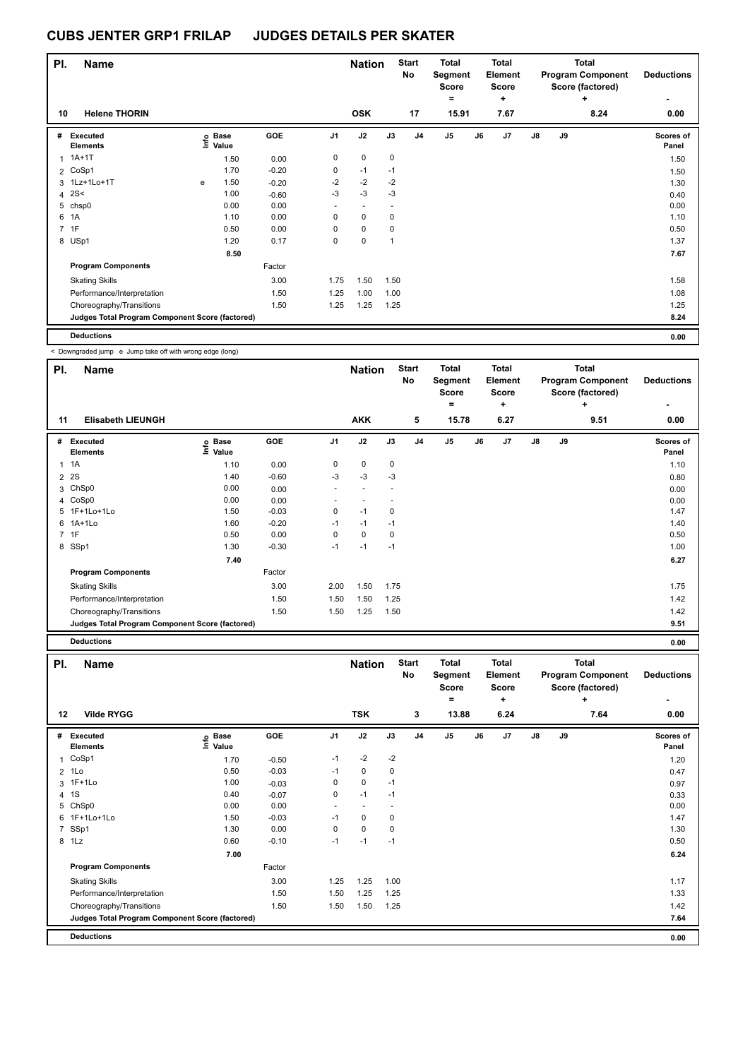# CUBS JENTER GRP1 FRILAP JUDGES DETAILS PER SKATER

| Pl. | Name | Nation | Start No | Total Segment Score = | Total Element Score + | Total Program Component Score (factored) + | Deductions - |
|---|---|---|---|---|---|---|---|
| 10 | Helene THORIN | OSK | 17 | 15.91 | 7.67 | 8.24 | 0.00 |

| # | Executed Elements | Info | Base Value | GOE | J1 | J2 | J3 | J4 | J5 | J6 | J7 | J8 | J9 | Scores of Panel |
|---|---|---|---|---|---|---|---|---|---|---|---|---|---|---|
| 1 | 1A+1T | | 1.50 | 0.00 | 0 | 0 | 0 | | | | | | | 1.50 |
| 2 | CoSp1 | | 1.70 | -0.20 | 0 | -1 | -1 | | | | | | | 1.50 |
| 3 | 1Lz+1Lo+1T | e | 1.50 | -0.20 | -2 | -2 | -2 | | | | | | | 1.30 |
| 4 | 2S< | | 1.00 | -0.60 | -3 | -3 | -3 | | | | | | | 0.40 |
| 5 | chsp0 | | 0.00 | 0.00 | - | - | - | | | | | | | 0.00 |
| 6 | 1A | | 1.10 | 0.00 | 0 | 0 | 0 | | | | | | | 1.10 |
| 7 | 1F | | 0.50 | 0.00 | 0 | 0 | 0 | | | | | | | 0.50 |
| 8 | USp1 | | 1.20 | 0.17 | 0 | 0 | 1 | | | | | | | 1.37 |
| | | | 8.50 | | | | | | | | | | | 7.67 |
| | **Program Components** | | | Factor | | | | | | | | | | |
| | Skating Skills | | | 3.00 | 1.75 | 1.50 | 1.50 | | | | | | | 1.58 |
| | Performance/Interpretation | | | 1.50 | 1.25 | 1.00 | 1.00 | | | | | | | 1.08 |
| | Choreography/Transitions | | | 1.50 | 1.25 | 1.25 | 1.25 | | | | | | | 1.25 |
| | **Judges Total Program Component Score (factored)** | | | | | | | | | | | | | 8.24 |
| | **Deductions** | | | | | | | | | | | | | 0.00 |

< Downgraded jump e Jump take off with wrong edge (long)

| Pl. | Name | Nation | Start No | Total Segment Score = | Total Element Score + | Total Program Component Score (factored) + | Deductions - |
|---|---|---|---|---|---|---|---|
| 11 | Elisabeth LIEUNGH | AKK | 5 | 15.78 | 6.27 | 9.51 | 0.00 |

| # | Executed Elements | Info | Base Value | GOE | J1 | J2 | J3 | J4 | J5 | J6 | J7 | J8 | J9 | Scores of Panel |
|---|---|---|---|---|---|---|---|---|---|---|---|---|---|---|
| 1 | 1A | | 1.10 | 0.00 | 0 | 0 | 0 | | | | | | | 1.10 |
| 2 | 2S | | 1.40 | -0.60 | -3 | -3 | -3 | | | | | | | 0.80 |
| 3 | ChSp0 | | 0.00 | 0.00 | - | - | - | | | | | | | 0.00 |
| 4 | CoSp0 | | 0.00 | 0.00 | - | - | - | | | | | | | 0.00 |
| 5 | 1F+1Lo+1Lo | | 1.50 | -0.03 | 0 | -1 | 0 | | | | | | | 1.47 |
| 6 | 1A+1Lo | | 1.60 | -0.20 | -1 | -1 | -1 | | | | | | | 1.40 |
| 7 | 1F | | 0.50 | 0.00 | 0 | 0 | 0 | | | | | | | 0.50 |
| 8 | SSp1 | | 1.30 | -0.30 | -1 | -1 | -1 | | | | | | | 1.00 |
| | | | 7.40 | | | | | | | | | | | 6.27 |
| | **Program Components** | | | Factor | | | | | | | | | | |
| | Skating Skills | | | 3.00 | 2.00 | 1.50 | 1.75 | | | | | | | 1.75 |
| | Performance/Interpretation | | | 1.50 | 1.50 | 1.50 | 1.25 | | | | | | | 1.42 |
| | Choreography/Transitions | | | 1.50 | 1.50 | 1.25 | 1.50 | | | | | | | 1.42 |
| | **Judges Total Program Component Score (factored)** | | | | | | | | | | | | | 9.51 |
| | **Deductions** | | | | | | | | | | | | | 0.00 |

| Pl. | Name | Nation | Start No | Total Segment Score = | Total Element Score + | Total Program Component Score (factored) + | Deductions - |
|---|---|---|---|---|---|---|---|
| 12 | Vilde RYGG | TSK | 3 | 13.88 | 6.24 | 7.64 | 0.00 |

| # | Executed Elements | Info | Base Value | GOE | J1 | J2 | J3 | J4 | J5 | J6 | J7 | J8 | J9 | Scores of Panel |
|---|---|---|---|---|---|---|---|---|---|---|---|---|---|---|
| 1 | CoSp1 | | 1.70 | -0.50 | -1 | -2 | -2 | | | | | | | 1.20 |
| 2 | 1Lo | | 0.50 | -0.03 | -1 | 0 | 0 | | | | | | | 0.47 |
| 3 | 1F+1Lo | | 1.00 | -0.03 | 0 | 0 | -1 | | | | | | | 0.97 |
| 4 | 1S | | 0.40 | -0.07 | 0 | -1 | -1 | | | | | | | 0.33 |
| 5 | ChSp0 | | 0.00 | 0.00 | - | - | - | | | | | | | 0.00 |
| 6 | 1F+1Lo+1Lo | | 1.50 | -0.03 | -1 | 0 | 0 | | | | | | | 1.47 |
| 7 | SSp1 | | 1.30 | 0.00 | 0 | 0 | 0 | | | | | | | 1.30 |
| 8 | 1Lz | | 0.60 | -0.10 | -1 | -1 | -1 | | | | | | | 0.50 |
| | | | 7.00 | | | | | | | | | | | 6.24 |
| | **Program Components** | | | Factor | | | | | | | | | | |
| | Skating Skills | | | 3.00 | 1.25 | 1.25 | 1.00 | | | | | | | 1.17 |
| | Performance/Interpretation | | | 1.50 | 1.50 | 1.25 | 1.25 | | | | | | | 1.33 |
| | Choreography/Transitions | | | 1.50 | 1.50 | 1.50 | 1.25 | | | | | | | 1.42 |
| | **Judges Total Program Component Score (factored)** | | | | | | | | | | | | | 7.64 |
| | **Deductions** | | | | | | | | | | | | | 0.00 |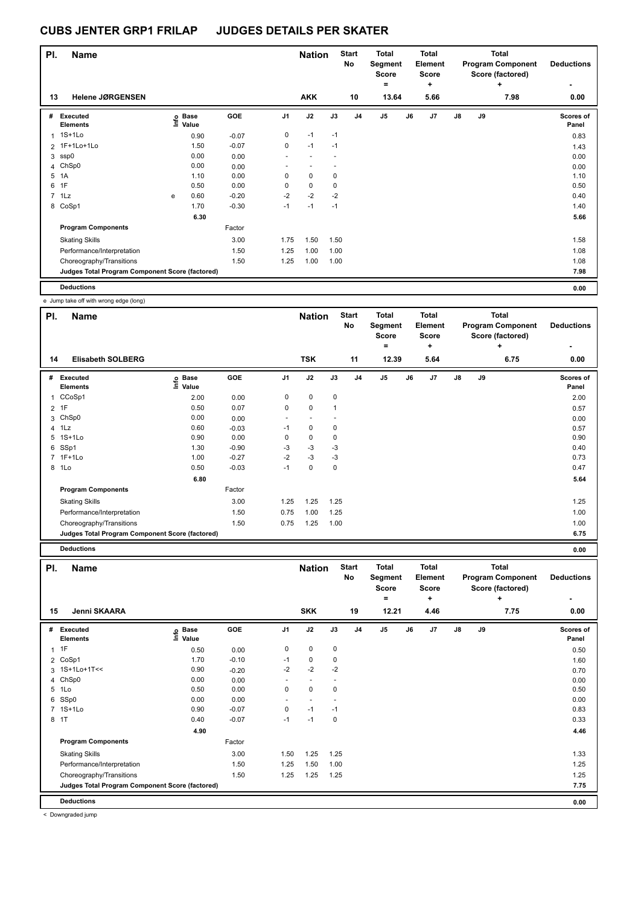# CUBS JENTER GRP1 FRILAP JUDGES DETAILS PER SKATER

| Pl. | Name | Nation | Start No | Total Segment Score = | Total Element Score + | Total Program Component Score (factored) + | Deductions - |
|---|---|---|---|---|---|---|---|
| 13 | Helene JØRGENSEN | AKK | 10 | 13.64 | 5.66 | 7.98 | 0.00 |

| # | Executed Elements | Info | Base Value | GOE | J1 | J2 | J3 | J4 | J5 | J6 | J7 | J8 | J9 | Scores of Panel |
|---|---|---|---|---|---|---|---|---|---|---|---|---|---|---|
| 1 | 1S+1Lo | | 0.90 | -0.07 | 0 | -1 | -1 | | | | | | | 0.83 |
| 2 | 1F+1Lo+1Lo | | 1.50 | -0.07 | 0 | -1 | -1 | | | | | | | 1.43 |
| 3 | ssp0 | | 0.00 | 0.00 | - | - | - | | | | | | | 0.00 |
| 4 | ChSp0 | | 0.00 | 0.00 | - | - | - | | | | | | | 0.00 |
| 5 | 1A | | 1.10 | 0.00 | 0 | 0 | 0 | | | | | | | 1.10 |
| 6 | 1F | | 0.50 | 0.00 | 0 | 0 | 0 | | | | | | | 0.50 |
| 7 | 1Lz | e | 0.60 | -0.20 | -2 | -2 | -2 | | | | | | | 0.40 |
| 8 | CoSp1 | | 1.70 | -0.30 | -1 | -1 | -1 | | | | | | | 1.40 |
| | | | 6.30 | | | | | | | | | | | 5.66 |
| | **Program Components** | | | Factor | | | | | | | | | | |
| | Skating Skills | | | 3.00 | 1.75 | 1.50 | 1.50 | | | | | | | 1.58 |
| | Performance/Interpretation | | | 1.50 | 1.25 | 1.00 | 1.00 | | | | | | | 1.08 |
| | Choreography/Transitions | | | 1.50 | 1.25 | 1.00 | 1.00 | | | | | | | 1.08 |
| | **Judges Total Program Component Score (factored)** | | | | | | | | | | | | | 7.98 |
| | **Deductions** | | | | | | | | | | | | | 0.00 |

e Jump take off with wrong edge (long)

| Pl. | Name | Nation | Start No | Total Segment Score = | Total Element Score + | Total Program Component Score (factored) + | Deductions - |
|---|---|---|---|---|---|---|---|
| 14 | Elisabeth SOLBERG | TSK | 11 | 12.39 | 5.64 | 6.75 | 0.00 |

| # | Executed Elements | Info | Base Value | GOE | J1 | J2 | J3 | J4 | J5 | J6 | J7 | J8 | J9 | Scores of Panel |
|---|---|---|---|---|---|---|---|---|---|---|---|---|---|---|
| 1 | CCoSp1 | | 2.00 | 0.00 | 0 | 0 | 0 | | | | | | | 2.00 |
| 2 | 1F | | 0.50 | 0.07 | 0 | 0 | 1 | | | | | | | 0.57 |
| 3 | ChSp0 | | 0.00 | 0.00 | - | - | - | | | | | | | 0.00 |
| 4 | 1Lz | | 0.60 | -0.03 | -1 | 0 | 0 | | | | | | | 0.57 |
| 5 | 1S+1Lo | | 0.90 | 0.00 | 0 | 0 | 0 | | | | | | | 0.90 |
| 6 | SSp1 | | 1.30 | -0.90 | -3 | -3 | -3 | | | | | | | 0.40 |
| 7 | 1F+1Lo | | 1.00 | -0.27 | -2 | -3 | -3 | | | | | | | 0.73 |
| 8 | 1Lo | | 0.50 | -0.03 | -1 | 0 | 0 | | | | | | | 0.47 |
| | | | 6.80 | | | | | | | | | | | 5.64 |
| | **Program Components** | | | Factor | | | | | | | | | | |
| | Skating Skills | | | 3.00 | 1.25 | 1.25 | 1.25 | | | | | | | 1.25 |
| | Performance/Interpretation | | | 1.50 | 0.75 | 1.00 | 1.25 | | | | | | | 1.00 |
| | Choreography/Transitions | | | 1.50 | 0.75 | 1.25 | 1.00 | | | | | | | 1.00 |
| | **Judges Total Program Component Score (factored)** | | | | | | | | | | | | | 6.75 |
| | **Deductions** | | | | | | | | | | | | | 0.00 |

| Pl. | Name | Nation | Start No | Total Segment Score = | Total Element Score + | Total Program Component Score (factored) + | Deductions - |
|---|---|---|---|---|---|---|---|
| 15 | Jenni SKAARA | SKK | 19 | 12.21 | 4.46 | 7.75 | 0.00 |

| # | Executed Elements | Info | Base Value | GOE | J1 | J2 | J3 | J4 | J5 | J6 | J7 | J8 | J9 | Scores of Panel |
|---|---|---|---|---|---|---|---|---|---|---|---|---|---|---|
| 1 | 1F | | 0.50 | 0.00 | 0 | 0 | 0 | | | | | | | 0.50 |
| 2 | CoSp1 | | 1.70 | -0.10 | -1 | 0 | 0 | | | | | | | 1.60 |
| 3 | 1S+1Lo+1T<< | | 0.90 | -0.20 | -2 | -2 | -2 | | | | | | | 0.70 |
| 4 | ChSp0 | | 0.00 | 0.00 | - | - | - | | | | | | | 0.00 |
| 5 | 1Lo | | 0.50 | 0.00 | 0 | 0 | 0 | | | | | | | 0.50 |
| 6 | SSp0 | | 0.00 | 0.00 | - | - | - | | | | | | | 0.00 |
| 7 | 1S+1Lo | | 0.90 | -0.07 | 0 | -1 | -1 | | | | | | | 0.83 |
| 8 | 1T | | 0.40 | -0.07 | -1 | -1 | 0 | | | | | | | 0.33 |
| | | | 4.90 | | | | | | | | | | | 4.46 |
| | **Program Components** | | | Factor | | | | | | | | | | |
| | Skating Skills | | | 3.00 | 1.50 | 1.25 | 1.25 | | | | | | | 1.33 |
| | Performance/Interpretation | | | 1.50 | 1.25 | 1.50 | 1.00 | | | | | | | 1.25 |
| | Choreography/Transitions | | | 1.50 | 1.25 | 1.25 | 1.25 | | | | | | | 1.25 |
| | **Judges Total Program Component Score (factored)** | | | | | | | | | | | | | 7.75 |
| | **Deductions** | | | | | | | | | | | | | 0.00 |

< Downgraded jump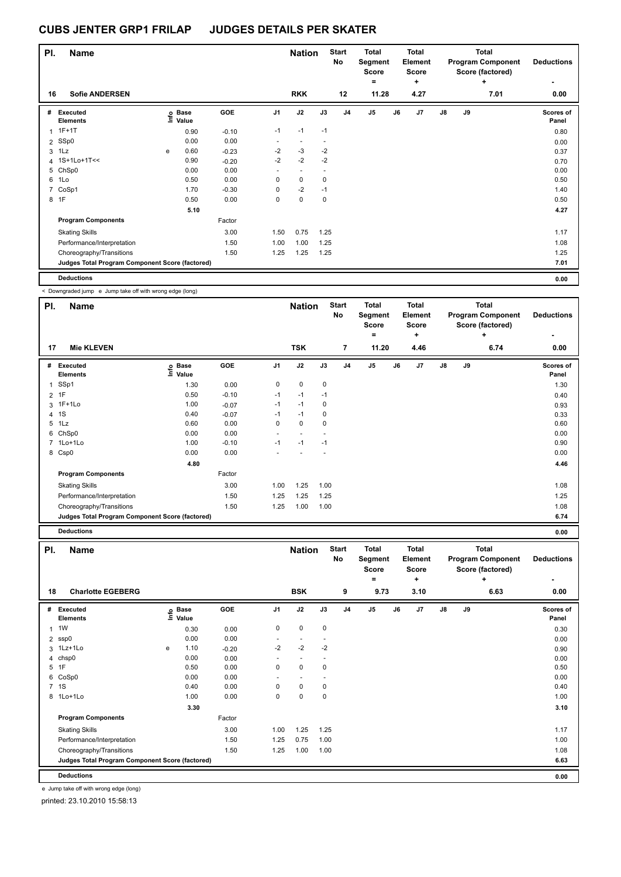# CUBS JENTER GRP1 FRILAP JUDGES DETAILS PER SKATER

| Pl. | Name | Nation | Start No | Total Segment Score = | Total Element Score + | Total Program Component Score (factored) + | Deductions - |
|---|---|---|---|---|---|---|---|
| 16 | Sofie ANDERSEN | RKK | 12 | 11.28 | 4.27 | 7.01 | 0.00 |

| # | Executed Elements | Info | Base Value | GOE | J1 | J2 | J3 | J4 | J5 | J6 | J7 | J8 | J9 | Scores of Panel |
|---|---|---|---|---|---|---|---|---|---|---|---|---|---|---|
| 1 | 1F+1T | | 0.90 | -0.10 | -1 | -1 | -1 | | | | | | | 0.80 |
| 2 | SSp0 | | 0.00 | 0.00 | - | - | - | | | | | | | 0.00 |
| 3 | 1Lz | e | 0.60 | -0.23 | -2 | -3 | -2 | | | | | | | 0.37 |
| 4 | 1S+1Lo+1T<< | | 0.90 | -0.20 | -2 | -2 | -2 | | | | | | | 0.70 |
| 5 | ChSp0 | | 0.00 | 0.00 | - | - | - | | | | | | | 0.00 |
| 6 | 1Lo | | 0.50 | 0.00 | 0 | 0 | 0 | | | | | | | 0.50 |
| 7 | CoSp1 | | 1.70 | -0.30 | 0 | -2 | -1 | | | | | | | 1.40 |
| 8 | 1F | | 0.50 | 0.00 | 0 | 0 | 0 | | | | | | | 0.50 |
| | | | 5.10 | | | | | | | | | | | 4.27 |
| | **Program Components** | | | Factor | | | | | | | | | | |
| | Skating Skills | | | 3.00 | 1.50 | 0.75 | 1.25 | | | | | | | 1.17 |
| | Performance/Interpretation | | | 1.50 | 1.00 | 1.00 | 1.25 | | | | | | | 1.08 |
| | Choreography/Transitions | | | 1.50 | 1.25 | 1.25 | 1.25 | | | | | | | 1.25 |
| | **Judges Total Program Component Score (factored)** | | | | | | | | | | | | | 7.01 |
| | **Deductions** | | | | | | | | | | | | | 0.00 |

< Downgraded jump e Jump take off with wrong edge (long)

| Pl. | Name | Nation | Start No | Total Segment Score = | Total Element Score + | Total Program Component Score (factored) + | Deductions - |
|---|---|---|---|---|---|---|---|
| 17 | Mie KLEVEN | TSK | 7 | 11.20 | 4.46 | 6.74 | 0.00 |

| # | Executed Elements | Info | Base Value | GOE | J1 | J2 | J3 | J4 | J5 | J6 | J7 | J8 | J9 | Scores of Panel |
|---|---|---|---|---|---|---|---|---|---|---|---|---|---|---|
| 1 | SSp1 | | 1.30 | 0.00 | 0 | 0 | 0 | | | | | | | 1.30 |
| 2 | 1F | | 0.50 | -0.10 | -1 | -1 | -1 | | | | | | | 0.40 |
| 3 | 1F+1Lo | | 1.00 | -0.07 | -1 | -1 | 0 | | | | | | | 0.93 |
| 4 | 1S | | 0.40 | -0.07 | -1 | -1 | 0 | | | | | | | 0.33 |
| 5 | 1Lz | | 0.60 | 0.00 | 0 | 0 | 0 | | | | | | | 0.60 |
| 6 | ChSp0 | | 0.00 | 0.00 | - | - | - | | | | | | | 0.00 |
| 7 | 1Lo+1Lo | | 1.00 | -0.10 | -1 | -1 | -1 | | | | | | | 0.90 |
| 8 | Csp0 | | 0.00 | 0.00 | - | - | - | | | | | | | 0.00 |
| | | | 4.80 | | | | | | | | | | | 4.46 |
| | **Program Components** | | | Factor | | | | | | | | | | |
| | Skating Skills | | | 3.00 | 1.00 | 1.25 | 1.00 | | | | | | | 1.08 |
| | Performance/Interpretation | | | 1.50 | 1.25 | 1.25 | 1.25 | | | | | | | 1.25 |
| | Choreography/Transitions | | | 1.50 | 1.25 | 1.00 | 1.00 | | | | | | | 1.08 |
| | **Judges Total Program Component Score (factored)** | | | | | | | | | | | | | 6.74 |
| | **Deductions** | | | | | | | | | | | | | 0.00 |

| Pl. | Name | Nation | Start No | Total Segment Score = | Total Element Score + | Total Program Component Score (factored) + | Deductions - |
|---|---|---|---|---|---|---|---|
| 18 | Charlotte EGEBERG | BSK | 9 | 9.73 | 3.10 | 6.63 | 0.00 |

| # | Executed Elements | Info | Base Value | GOE | J1 | J2 | J3 | J4 | J5 | J6 | J7 | J8 | J9 | Scores of Panel |
|---|---|---|---|---|---|---|---|---|---|---|---|---|---|---|
| 1 | 1W | | 0.30 | 0.00 | 0 | 0 | 0 | | | | | | | 0.30 |
| 2 | ssp0 | | 0.00 | 0.00 | - | - | - | | | | | | | 0.00 |
| 3 | 1Lz+1Lo | e | 1.10 | -0.20 | -2 | -2 | -2 | | | | | | | 0.90 |
| 4 | chsp0 | | 0.00 | 0.00 | - | - | - | | | | | | | 0.00 |
| 5 | 1F | | 0.50 | 0.00 | 0 | 0 | 0 | | | | | | | 0.50 |
| 6 | CoSp0 | | 0.00 | 0.00 | - | - | - | | | | | | | 0.00 |
| 7 | 1S | | 0.40 | 0.00 | 0 | 0 | 0 | | | | | | | 0.40 |
| 8 | 1Lo+1Lo | | 1.00 | 0.00 | 0 | 0 | 0 | | | | | | | 1.00 |
| | | | 3.30 | | | | | | | | | | | 3.10 |
| | **Program Components** | | | Factor | | | | | | | | | | |
| | Skating Skills | | | 3.00 | 1.00 | 1.25 | 1.25 | | | | | | | 1.17 |
| | Performance/Interpretation | | | 1.50 | 1.25 | 0.75 | 1.00 | | | | | | | 1.00 |
| | Choreography/Transitions | | | 1.50 | 1.25 | 1.00 | 1.00 | | | | | | | 1.08 |
| | **Judges Total Program Component Score (factored)** | | | | | | | | | | | | | 6.63 |
| | **Deductions** | | | | | | | | | | | | | 0.00 |

e Jump take off with wrong edge (long)

printed: 23.10.2010 15:58:13